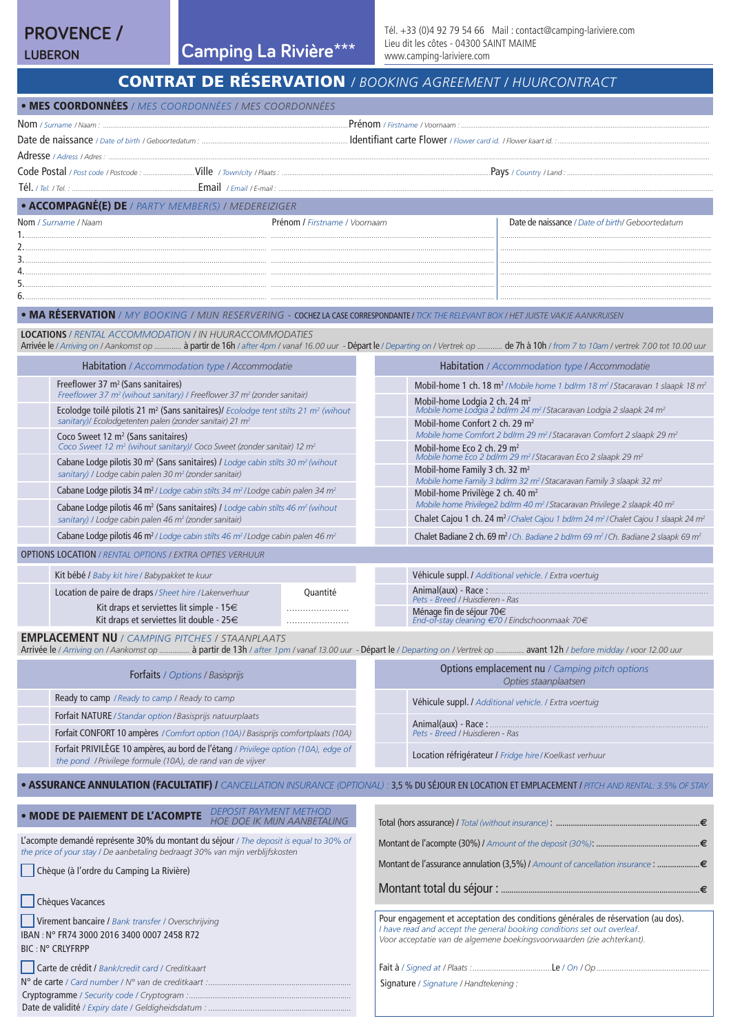# PROVENCE / LUBERON

## Camping La Rivière***

Tél. +33 (0)4 92 79 54 66 Mail : contact@camping-lariviere.com
Lieu dit les côtes - 04300 SAINT MAIME
www.camping-lariviere.com

# CONTRAT DE RÉSERVATION / *BOOKING AGREEMENT* / HUURCONTRACT

## • MES COORDONNÉES / *MES COORDONNÉES* / MES COORDONNÉES

Nom / *Surname* / Naam : .................................................. Prénom / *Firstname* / Voornaam : ..................................................

Date de naissance / *Date of birth* / Geboortedatum : .................................................. Identifiant carte Flower / *Flower card id.* / Flower kaart id. : ..................................................

Adresse / *Adress* / Adres : ..................................................

Code Postal / *Post code* / Postcode : .................. Ville / *Town/city* / Plaats : .................................................. Pays / *Country* / Land : ..................................................

Tél. / *Tel.* / Tel. : .................................................. Email / *Email* / E-mail : ..................................................

## • ACCOMPAGNÉ(E) DE / *PARTY MEMBER(S)* / MEDEREIZIGER

| | Nom / *Surname* / Naam | Prénom / *Firstname* / Voornaam | Date de naissance / *Date of birth* / Geboortedatum |
|---|---|---|---|
| 1. | | | |
| 2. | | | |
| 3. | | | |
| 4. | | | |
| 5. | | | |
| 6. | | | |

## • MA RÉSERVATION / *MY BOOKING* / MIJN RESERVERING - COCHEZ LA CASE CORRESPONDANTE / *TICK THE RELEVANT BOX* / HET JUISTE VAKJE AANKRUISEN

### LOCATIONS / *RENTAL ACCOMMODATION* / IN HUURACCOMMODATIES

Arrivée le / *Arriving on* / Aankomst op ............ à partir de 16h / *after 4pm* / vanaf 16.00 uur - Départ le / *Departing on* / Vertrek op ............ de 7h à 10h / *from 7 to 10am* / vertrek 7.00 tot 10.00 uur

| | Habitation / *Accommodation type* / Accommodatie | | Habitation / *Accommodation type* / Accommodatie |
|---|---|---|---|
| ☐ | Freeflower 37 m² (Sans sanitaires) *Freeflower 37 m² (wihout sanitary)* / Freeflower 37 m² (zonder sanitair) | ☐ | Mobil-home 1 ch. 18 m² / *Mobile home 1 bdrm 18 m²* / Stacaravan 1 slaapk 18 m² |
| ☐ | Ecolodge toilé pilotis 21 m² (Sans sanitaires) / *Ecolodge tent stilts 21 m² (wihout sanitary)* / Ecolodgetenten palen (zonder sanitair) 21 m² | ☐ | Mobil-home Lodgia 2 ch. 24 m² *Mobile home Lodgia 2 bdrm 24 m²* / Stacaravan Lodgia 2 slaapk 24 m² |
| ☐ | Coco Sweet 12 m² (Sans sanitaires) *Coco Sweet 12 m² (wihout sanitary)* / Coco Sweet (zonder sanitair) 12 m² | ☐ | Mobil-home Confort 2 ch. 29 m² *Mobile home Comfort 2 bdrm 29 m²* / Stacaravan Comfort 2 slaapk 29 m² |
| ☐ | Cabane Lodge pilotis 30 m² (Sans sanitaires) / *Lodge cabin stilts 30 m² (wihout sanitary)* / Lodge cabin palen 30 m² (zonder sanitair) | ☐ | Mobil-home Eco 2 ch. 29 m² *Mobile home Eco 2 bdrm 29 m²* / Stacaravan Eco 2 slaapk 29 m² |
| ☐ | Cabane Lodge pilotis 34 m² / *Lodge cabin stilts 34 m²* / Lodge cabin palen 34 m² | ☐ | Mobil-home Family 3 ch. 32 m² *Mobile home Family 3 bdrm 32 m²* / Stacaravan Family 3 slaapk 32 m² |
| ☐ | Cabane Lodge pilotis 46 m² (Sans sanitaires) / *Lodge cabin stilts 46 m² (wihout sanitary)* / Lodge cabin palen 46 m² (zonder sanitair) | ☐ | Mobil-home Privilège 2 ch. 40 m² *Mobile home Privilege2 bdrm 40 m²* / Stacaravan Privilege 2 slaapk 40 m² |
| ☐ | Cabane Lodge pilotis 46 m² / *Lodge cabin stilts 46 m²* / Lodge cabin palen 46 m² | ☐ | Chalet Cajou 1 ch. 24 m² / *Chalet Cajou 1 bdrm 24 m²* / Chalet Cajou 1 slaapk 24 m² |
| | | ☐ | Chalet Badiane 2 ch. 69 m² / *Ch. Badiane 2 bdrm 69 m²* / Ch. Badiane 2 slaapk 69 m² |

### OPTIONS LOCATION / *RENTAL OPTIONS* / EXTRA OPTIES VERHUUR

| | | Quantité | | |
|---|---|---|---|---|
| ☐ | Kit bébé / *Baby kit hire* / Babypakket te kuur | | ☐ | Véhicule suppl. / *Additional vehicle.* / Extra voertuig |
| ☐ | Location de paire de draps / *Sheet hire* / Lakenverhuur | | ☐ | Animal(aux) - Race : .................. *Pets - Breed* / Huisdieren - Ras |
| | Kit draps et serviettes lit simple - 15€ | .................. | ☐ | Ménage fin de séjour 70€ *End-of-stay cleaning €70* / Eindschoonmaak 70€ |
| | Kit draps et serviettes lit double - 25€ | .................. | | |

### EMPLACEMENT NU / *CAMPING PITCHES* / STAANPLAATS

Arrivée le / *Arriving on* / Aankomst op ............ à partir de 13h / *after 1pm* / vanaf 13.00 uur - Départ le / *Departing on* / Vertrek op ............ avant 12h / *before midday* / voor 12.00 uur

| | Forfaits / *Options* / Basisprijs | | Options emplacement nu / *Camping pitch options* / Opties staanplaatsen |
|---|---|---|---|
| ☐ | Ready to camp / *Ready to camp* / Ready to camp | ☐ | Véhicule suppl. / *Additional vehicle.* / Extra voertuig |
| ☐ | Forfait NATURE / *Standar option* / Basisprijs natuurplaats | ☐ | Animal(aux) - Race : .................. *Pets - Breed* / Huisdieren - Ras |
| ☐ | Forfait CONFORT 10 ampères / *Comfort option (10A)* / Basisprijs comfortplaats (10A) | | |
| ☐ | Forfait PRIVILÈGE 10 ampères, au bord de l'étang / *Privilege option (10A), edge of the pond* / Privilege formule (10A), de rand van de vijver | ☐ | Location réfrigérateur / *Fridge hire* / Koelkast verhuur |

## • ASSURANCE ANNULATION (FACULTATIF) / *CANCELLATION INSURANCE (OPTIONAL)* : 3,5 % DU SÉJOUR EN LOCATION ET EMPLACEMENT / *PITCH AND RENTAL: 3.5% OF STAY*

## • MODE DE PAIEMENT DE L'ACOMPTE / *DEPOSIT PAYMENT METHOD* / HOE DOE IK MIJN AANBETALING

L'acompte demandé représente 30% du montant du séjour / *The deposit is equal to 30% of the price of your stay* / De aanbetaling bedraagt 30% van mijn verblijfskosten

☐ Chèque (à l'ordre du Camping La Rivière)

☐ Chèques Vacances

☐ Virement bancaire / *Bank transfer* / Overschrijving
IBAN : N° FR74 3000 2016 3400 0007 2458 R72
BIC : N° CRLYFRPP

☐ Carte de crédit / *Bank/credit card* / Creditkaart
N° de carte / *Card number* / N° van de creditkaart : ..................
Cryptogramme / *Security code* / Cryptogram : ..................
Date de validité / *Expiry date* / Geldigheidsdatum : ..................

Total (hors assurance) / *Total (without insurance)* : .................. €

Montant de l'acompte (30%) / *Amount of the deposit (30%)*: .................. €

Montant de l'assurance annulation (3,5%) / *Amount of cancellation insurance* : .................. €

**Montant total du séjour :** .................. €

Pour engagement et acceptation des conditions générales de réservation (au dos).
*I have read and accept the general booking conditions set out overleaf.*
*Voor acceptatie van de algemene boekingsvoorwaarden (zie achterkant).*

Fait à / *Signed at* / Plaats : .................. Le / *On* / Op ..................

Signature / *Signature* / Handtekening :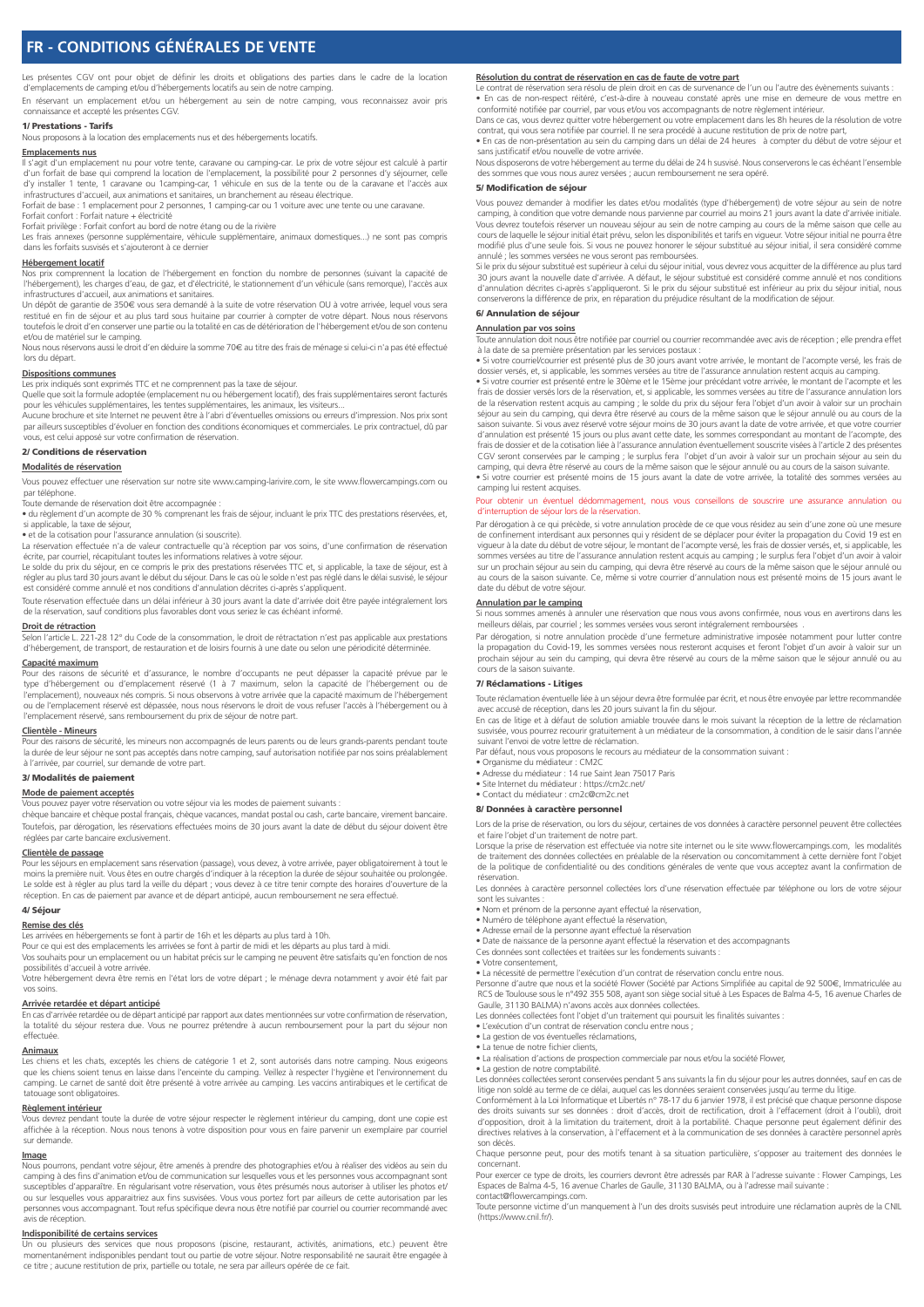# FR - CONDITIONS GÉNÉRALES DE VENTE

Les présentes CGV ont pour objet de définir les droits et obligations des parties dans le cadre de la location d'emplacements de camping et/ou d'hébergements locatifs au sein de notre camping.

En réservant un emplacement et/ou un hébergement au sein de notre camping, vous reconnaissez avoir pris connaissance et accepté les présentes CGV.

## 1/ Prestations - Tarifs

Nous proposons à la location des emplacements nus et des hébergements locatifs.

### Emplacements nus

Il s'agit d'un emplacement nu pour votre tente, caravane ou camping-car. Le prix de votre séjour est calculé à partir d'un forfait de base qui comprend la location de l'emplacement, la possibilité pour 2 personnes d'y séjourner, celle d'y installer 1 tente, 1 caravane ou 1camping-car, 1 véhicule en sus de la tente ou de la caravane et l'accès aux infrastructures d'accueil, aux animations et sanitaires, un branchement au réseau électrique.

Forfait de base : 1 emplacement pour 2 personnes, 1 camping-car ou 1 voiture avec une tente ou une caravane.

Forfait confort : Forfait nature + électricité

Forfait privilège : Forfait confort au bord de notre étang ou de la rivière

Les frais annexes (personne supplémentaire, véhicule supplémentaire, animaux domestiques...) ne sont pas compris dans les forfaits susvisés et s'ajouteront à ce dernier

### Hébergement locatif

Nos prix comprennent la location de l'hébergement en fonction du nombre de personnes (suivant la capacité de l'hébergement), les charges d'eau, de gaz, et d'électricité, le stationnement d'un véhicule (sans remorque), l'accès aux infrastructures d'accueil, aux animations et sanitaires.

Un dépôt de garantie de 350€ vous sera demandé à la suite de votre réservation OU à votre arrivée, lequel vous sera restitué en fin de séjour et au plus tard sous huitaine par courrier à compter de votre départ. Nous nous réservons toutefois le droit d'en conserver une partie ou la totalité en cas de détérioration de l'hébergement et/ou de son contenu et/ou de matériel sur le camping.

Nous nous réservons aussi le droit d'en déduire la somme 70€ au titre des frais de ménage si celui-ci n'a pas été effectué lors du départ.

### Dispositions communes

Les prix indiqués sont exprimés TTC et ne comprennent pas la taxe de séjour.

Quelle que soit la formule adoptée (emplacement nu ou hébergement locatif), des frais supplémentaires seront facturés pour les véhicules supplémentaires, les tentes supplémentaires, les animaux, les visiteurs...

Aucune brochure et site Internet ne peuvent être à l'abri d'éventuelles omissions ou erreurs d'impression. Nos prix sont par ailleurs susceptibles d'évoluer en fonction des conditions économiques et commerciales. Le prix contractuel, dû par vous, est celui apposé sur votre confirmation de réservation.

## 2/ Conditions de réservation

### Modalités de réservation

Vous pouvez effectuer une réservation sur notre site www.camping-larivire.com, le site www.flowercampings.com ou par téléphone.

Toute demande de réservation doit être accompagnée :

- du règlement d'un acompte de 30 % comprenant les frais de séjour, incluant le prix TTC des prestations réservées, et, si applicable, la taxe de séjour,
- et de la cotisation pour l'assurance annulation (si souscrite).

La réservation effectuée n'a de valeur contractuelle qu'à réception par vos soins, d'une confirmation de réservation écrite, par courriel, récapitulant toutes les informations relatives à votre séjour.

Le solde du prix du séjour, en ce compris le prix des prestations réservées TTC et, si applicable, la taxe de séjour, est à régler au plus tard 30 jours avant le début du séjour. Dans le cas où le solde n'est pas réglé dans le délai susvisé, le séjour est considéré comme annulé et les conditions d'annulation décrites ci-après s'appliquent.

Toute réservation effectuée dans un délai inférieur à 30 jours avant la date d'arrivée doit être payée intégralement lors de la réservation, sauf conditions plus favorables dont vous seriez le cas échéant informé.

### Droit de rétraction

Selon l'article L. 221-28 12° du Code de la consommation, le droit de rétractation n'est pas applicable aux prestations d'hébergement, de transport, de restauration et de loisirs fournis à une date ou selon une périodicité déterminée.

### Capacité maximum

Pour des raisons de sécurité et d'assurance, le nombre d'occupants ne peut dépasser la capacité prévue par le type d'hébergement ou d'emplacement réservé (1 à 7 maximum, selon la capacité de l'hébergement ou de l'emplacement), nouveaux nés compris. Si nous observons à votre arrivée que la capacité maximum de l'hébergement ou de l'emplacement réservé est dépassée, nous nous réservons le droit de vous refuser l'accès à l'hébergement ou à l'emplacement réservé, sans remboursement du prix de séjour de notre part.

### Clientèle - Mineurs

Pour des raisons de sécurité, les mineurs non accompagnés de leurs parents ou de leurs grands-parents pendant toute la durée de leur séjour ne sont pas acceptés dans notre camping, sauf autorisation notifiée par nos soins préalablement à l'arrivée, par courriel, sur demande de votre part.

## 3/ Modalités de paiement

### Mode de paiement acceptés

Vous pouvez payer votre réservation ou votre séjour via les modes de paiement suivants :

chèque bancaire et chèque postal français, chèque vacances, mandat postal ou cash, carte bancaire, virement bancaire. Toutefois, par dérogation, les réservations effectuées moins de 30 jours avant la date de début du séjour doivent être réglées par carte bancaire exclusivement.

### Clientèle de passage

Pour les séjours en emplacement sans réservation (passage), vous devez, à votre arrivée, payer obligatoirement à tout le moins la première nuit. Vous êtes en outre chargés d'indiquer à la réception la durée de séjour souhaitée ou prolongée. Le solde est à régler au plus tard la veille du départ ; vous devez à ce titre tenir compte des horaires d'ouverture de la réception. En cas de paiement par avance et de départ anticipé, aucun remboursement ne sera effectué.

## 4/ Séjour

### Remise des clés

Les arrivées en hébergements se font à partir de 16h et les départs au plus tard à 10h.

Pour ce qui est des emplacements les arrivées se font à partir de midi et les départs au plus tard à midi.

Vos souhaits pour un emplacement ou un habitat précis sur le camping ne peuvent être satisfaits qu'en fonction de nos possibilités d'accueil à votre arrivée.

Votre hébergement devra être remis en l'état lors de votre départ ; le ménage devra notamment y avoir été fait par vos soins.

### Arrivée retardée et départ anticipé

En cas d'arrivée retardée ou de départ anticipé par rapport aux dates mentionnées sur votre confirmation de réservation, la totalité du séjour restera due. Vous ne pourrez prétendre à aucun remboursement pour la part du séjour non effectuée.

### Animaux

Les chiens et les chats, exceptés les chiens de catégorie 1 et 2, sont autorisés dans notre camping. Nous exigeons que les chiens soient tenus en laisse dans l'enceinte du camping. Veillez à respecter l'hygiène et l'environnement du camping. Le carnet de santé doit être présenté à votre arrivée au camping. Les vaccins antirabiques et le certificat de tatouage sont obligatoires.

### Règlement intérieur

Vous devrez pendant toute la durée de votre séjour respecter le règlement intérieur du camping, dont une copie est affichée à la réception. Nous nous tenons à votre disposition pour vous en faire parvenir un exemplaire par courriel sur demande.

### Image

Nous pourrons, pendant votre séjour, être amenés à prendre des photographies et/ou à réaliser des vidéos au sein du camping à des fins d'animation et/ou de communication sur lesquelles vous et les personnes vous accompagnant sont susceptibles d'apparaître. En régularisant votre réservation, vous êtes présumés nous autoriser à utiliser les photos et/ ou sur lesquelles vous apparaitriez aux fins susvisées. Vous vous portez fort par ailleurs de cette autorisation par les personnes vous accompagnant. Tout refus spécifique devra nous être notifié par courriel ou courrier recommandé avec avis de réception.

### Indisponibilité de certains services

Un ou plusieurs des services que nous proposons (piscine, restaurant, activités, animations, etc.) peuvent être momentanément indisponibles pendant tout ou partie de votre séjour. Notre responsabilité ne saurait être engagée à ce titre ; aucune restitution de prix, partielle ou totale, ne sera par ailleurs opérée de ce fait.

### Résolution du contrat de réservation en cas de faute de votre part

Le contrat de réservation sera résolu de plein droit en cas de survenance de l'un ou l'autre des évènements suivants :

- En cas de non-respect réitéré, c'est-à-dire à nouveau constaté après une mise en demeure de vous mettre en conformité notifiée par courriel, par vous et/ou vos accompagnants de notre règlement intérieur.

Dans ce cas, vous devrez quitter votre hébergement ou votre emplacement dans les 8h heures de la résolution de votre contrat, qui vous sera notifiée par courriel. Il ne sera procédé à aucune restitution de prix de notre part,

- En cas de non-présentation au sein du camping dans un délai de 24 heures à compter du début de votre séjour et sans justificatif et/ou nouvelle de votre arrivée.

Nous disposerons de votre hébergement au terme du délai de 24 h susvisé. Nous conserverons le cas échéant l'ensemble des sommes que vous nous aurez versées ; aucun remboursement ne sera opéré.

## 5/ Modification de séjour

Vous pouvez demander à modifier les dates et/ou modalités (type d'hébergement) de votre séjour au sein de notre camping, à condition que votre demande nous parvienne par courriel au moins 21 jours avant la date d'arrivée initiale. Vous devez toutefois réserver un nouveau séjour au sein de notre camping au cours de la même saison que celle au cours de laquelle le séjour initial était prévu, selon les disponibilités et tarifs en vigueur. Votre séjour initial ne pourra être modifié plus d'une seule fois. Si vous ne pouvez honorer le séjour substitué au séjour initial, il sera considéré comme annulé ; les sommes versées ne vous seront pas remboursées.

Si le prix du séjour substitué est supérieur à celui du séjour initial, vous devrez vous acquitter de la différence au plus tard 30 jours avant la nouvelle date d'arrivée. A défaut, le séjour substitué est considéré comme annulé et nos conditions d'annulation décrites ci-après s'appliqueront. Si le prix du séjour substitué est inférieur au prix du séjour initial, nous conserverons la différence de prix, en réparation du préjudice résultant de la modification de séjour.

## 6/ Annulation de séjour

### Annulation par vos soins

Toute annulation doit nous être notifiée par courriel ou courrier recommandée avec avis de réception ; elle prendra effet à la date de sa première présentation par les services postaux :

- Si votre courriel/courrier est présenté plus de 30 jours avant votre arrivée, le montant de l'acompte versé, les frais de dossier versés, et, si applicable, les sommes versées au titre de l'assurance annulation restent acquis au camping.
- Si votre courrier est présenté entre le 30ème et le 15ème jour précédant votre arrivée, le montant de l'acompte et les frais de dossier versés lors de la réservation, et, si applicable, les sommes versées au titre de l'assurance annulation lors de la réservation restent acquis au camping ; le solde du prix du séjour fera l'objet d'un avoir à valoir sur un prochain séjour au sein du camping, qui devra être réservé au cours de la même saison que le séjour annulé ou au cours de la saison suivante. Si vous avez réservé votre séjour moins de 30 jours avant la date de votre arrivée, et que votre courrier d'annulation est présenté 15 jours ou plus avant cette date, les sommes correspondant au montant de l'acompte, des frais de dossier et de la cotisation liée à l'assurance annulation éventuellement souscrite visées à l'article 2 des présentes CGV seront conservées par le camping ; le surplus fera l'objet d'un avoir à valoir sur un prochain séjour au sein du camping, qui devra être réservé au cours de la même saison que le séjour annulé ou au cours de la saison suivante.
- Si votre courrier est présenté moins de 15 jours avant la date de votre arrivée, la totalité des sommes versées au camping lui restent acquises.

Pour obtenir un éventuel dédommagement, nous vous conseillons de souscrire une assurance annulation ou d'interruption de séjour lors de la réservation.

Par dérogation à ce qui précède, si votre annulation procède de ce que vous résidez au sein d'une zone où une mesure de confinement interdisant aux personnes qui y résident de se déplacer pour éviter la propagation du Covid 19 est en vigueur à la date du début de votre séjour, le montant de l'acompte versé, les frais de dossier versés, et, si applicable, les sommes versées au titre de l'assurance annulation restent acquis au camping ; le surplus fera l'objet d'un avoir à valoir sur un prochain séjour au sein du camping, qui devra être réservé au cours de la même saison que le séjour annulé ou au cours de la saison suivante. Ce, même si votre courrier d'annulation nous est présenté moins de 15 jours avant le date du début de votre séjour.

### Annulation par le camping

Si nous sommes amenés à annuler une réservation que nous vous avons confirmée, nous vous en avertirons dans les meilleurs délais, par courriel ; les sommes versées vous seront intégralement remboursées .

Par dérogation, si notre annulation procède d'une fermeture administrative imposée notamment pour lutter contre la propagation du Covid-19, les sommes versées nous resteront acquises et feront l'objet d'un avoir à valoir sur un prochain séjour au sein du camping, qui devra être réservé au cours de la même saison que le séjour annulé ou au cours de la saison suivante.

## 7/ Réclamations - Litiges

Toute réclamation éventuelle liée à un séjour devra être formulée par écrit, et nous être envoyée par lettre recommandée avec accusé de réception, dans les 20 jours suivant la fin du séjour.

En cas de litige et à défaut de solution amiable trouvée dans le mois suivant la réception de la lettre de réclamation susvisée, vous pourrez recourir gratuitement à un médiateur de la consommation, à condition de le saisir dans l'année suivant l'envoi de votre lettre de réclamation.

Par défaut, nous vous proposons le recours au médiateur de la consommation suivant :

- Organisme du médiateur : CM2C
- Adresse du médiateur : 14 rue Saint Jean 75017 Paris
- Site Internet du médiateur : https://cm2c.net/
- Contact du médiateur : cm2c@cm2c.net

## 8/ Données à caractère personnel

Lors de la prise de réservation, ou lors du séjour, certaines de vos données à caractère personnel peuvent être collectées et faire l'objet d'un traitement de notre part.

Lorsque la prise de réservation est effectuée via notre site internet ou le site www.flowercampings.com, les modalités de traitement des données collectées en préalable de la réservation ou concomitamment à cette dernière font l'objet de la politique de confidentialité ou des conditions générales de vente que vous acceptez avant la confirmation de réservation.

Les données à caractère personnel collectées lors d'une réservation effectuée par téléphone ou lors de votre séjour sont les suivantes :

- Nom et prénom de la personne ayant effectué la réservation,
- Numéro de téléphone ayant effectué la réservation,
- Adresse email de la personne ayant effectué la réservation
- Date de naissance de la personne ayant effectué la réservation et des accompagnants

Ces données sont collectées et traitées sur les fondements suivants :

- Votre consentement,
- La nécessité de permettre l'exécution d'un contrat de réservation conclu entre nous.

Personne d'autre que nous et la société Flower (Société par Actions Simplifiée au capital de 92 500€, Immatriculée au RCS de Toulouse sous le n°492 355 508, ayant son siège social situé à Les Espaces de Balma 4-5, 16 avenue Charles de Gaulle, 31130 BALMA) n'avons accès aux données collectées.

Les données collectées font l'objet d'un traitement qui poursuit les finalités suivantes :

- L'exécution d'un contrat de réservation conclu entre nous ;
- La gestion de vos éventuelles réclamations,
- La tenue de notre fichier clients,
- La réalisation d'actions de prospection commerciale par nous et/ou la société Flower,
- La gestion de notre comptabilité.

Les données collectées seront conservées pendant 5 ans suivants la fin du séjour pour les autres données, sauf en cas de litige non soldé au terme de ce délai, auquel cas les données seraient conservées jusqu'au terme du litige.

Conformément à la Loi Informatique et Libertés n° 78-17 du 6 janvier 1978, il est précisé que chaque personne dispose des droits suivants sur ses données : droit d'accès, droit de rectification, droit à l'effacement (droit à l'oubli), droit d'opposition, droit à la limitation du traitement, droit à la portabilité. Chaque personne peut également définir des directives relatives à la conservation, à l'effacement et à la communication de ses données à caractère personnel après son décès.

Chaque personne peut, pour des motifs tenant à sa situation particulière, s'opposer au traitement des données le concernant.

Pour exercer ce type de droits, les courriers devront être adressés par RAR à l'adresse suivante : Flower Campings, Les Espaces de Balma 4-5, 16 avenue Charles de Gaulle, 31130 BALMA, ou à l'adresse mail suivante : contact@flowercampings.com.

Toute personne victime d'un manquement à l'un des droits susvisés peut introduire une réclamation auprès de la CNIL (https://www.cnil.fr/).